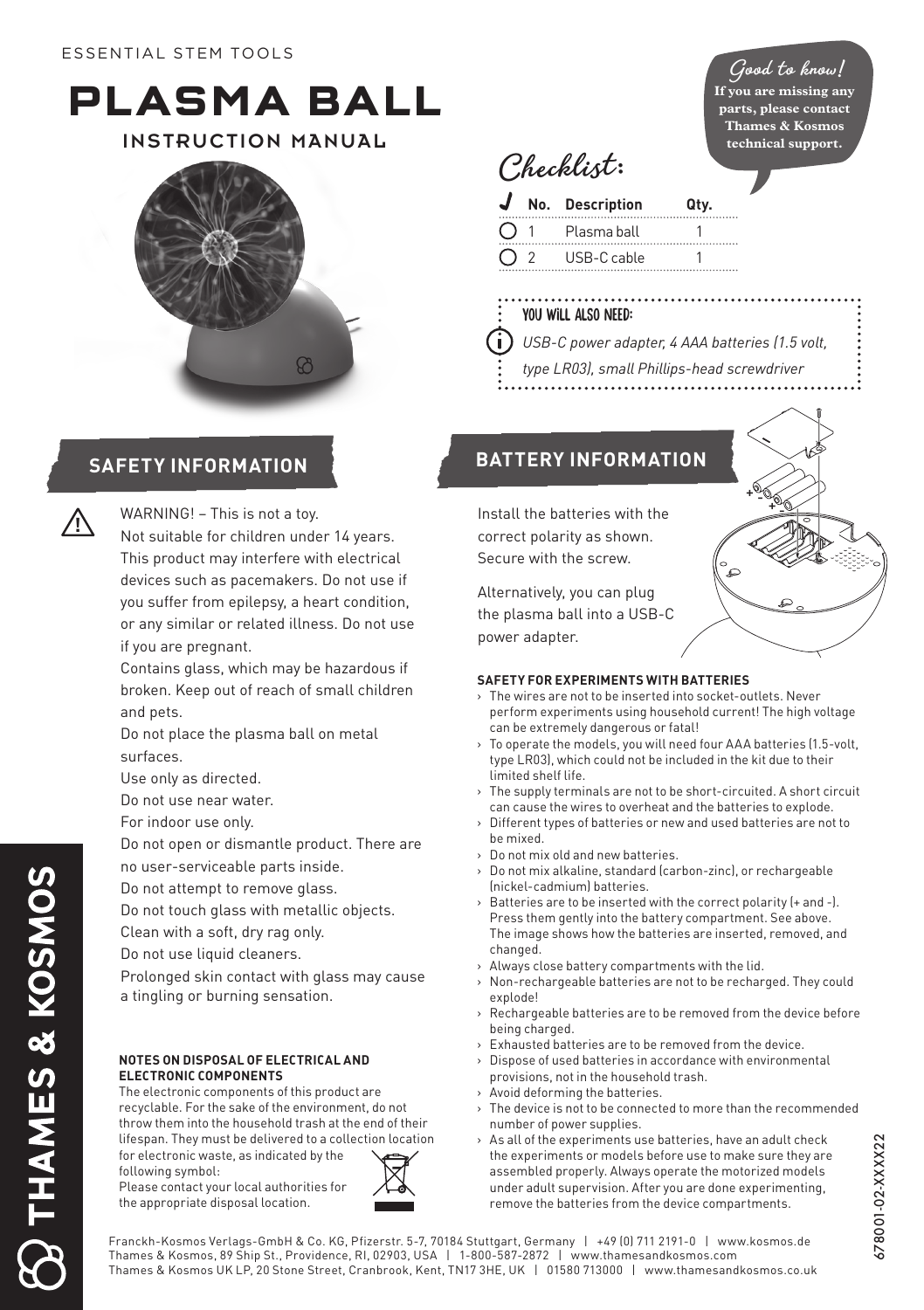ESSENTIAL STEM TOOLS

# PLASMA BALL

## INSTRUCTION MANUAL

*Good to know!* **If you are missing any parts, please contact Thames & Kosmos technical support.**

## Checklist:

| ✓ | No. | Description | Qty. |
|---|---|---|---|
| ○ | 1 | Plasma ball | 1 |
| ○ | 2 | USB-C cable | 1 |

**YOU WILL ALSO NEED:**

*USB-C power adapter, 4 AAA batteries (1.5 volt, type LR03), small Phillips-head screwdriver*

## SAFETY INFORMATION

WARNING! – This is not a toy.
Not suitable for children under 14 years.
This product may interfere with electrical devices such as pacemakers. Do not use if you suffer from epilepsy, a heart condition, or any similar or related illness. Do not use if you are pregnant.
Contains glass, which may be hazardous if broken. Keep out of reach of small children and pets.
Do not place the plasma ball on metal surfaces.
Use only as directed.
Do not use near water.
For indoor use only.
Do not open or dismantle product. There are no user-serviceable parts inside.
Do not attempt to remove glass.
Do not touch glass with metallic objects.
Clean with a soft, dry rag only.
Do not use liquid cleaners.
Prolonged skin contact with glass may cause a tingling or burning sensation.

### NOTES ON DISPOSAL OF ELECTRICAL AND ELECTRONIC COMPONENTS

The electronic components of this product are recyclable. For the sake of the environment, do not throw them into the household trash at the end of their lifespan. They must be delivered to a collection location for electronic waste, as indicated by the following symbol:
Please contact your local authorities for the appropriate disposal location.

## BATTERY INFORMATION

Install the batteries with the correct polarity as shown. Secure with the screw.

Alternatively, you can plug the plasma ball into a USB-C power adapter.

### SAFETY FOR EXPERIMENTS WITH BATTERIES

- The wires are not to be inserted into socket-outlets. Never perform experiments using household current! The high voltage can be extremely dangerous or fatal!
- To operate the models, you will need four AAA batteries (1.5-volt, type LR03), which could not be included in the kit due to their limited shelf life.
- The supply terminals are not to be short-circuited. A short circuit can cause the wires to overheat and the batteries to explode.
- Different types of batteries or new and used batteries are not to be mixed.
- Do not mix old and new batteries.
- Do not mix alkaline, standard (carbon-zinc), or rechargeable (nickel-cadmium) batteries.
- Batteries are to be inserted with the correct polarity (+ and -). Press them gently into the battery compartment. See above. The image shows how the batteries are inserted, removed, and changed.
- Always close battery compartments with the lid.
- Non-rechargeable batteries are not to be recharged. They could explode!
- Rechargeable batteries are to be removed from the device before being charged.
- Exhausted batteries are to be removed from the device.
- Dispose of used batteries in accordance with environmental provisions, not in the household trash.
- Avoid deforming the batteries.
- The device is not to be connected to more than the recommended number of power supplies.
- As all of the experiments use batteries, have an adult check the experiments or models before use to make sure they are assembled properly. Always operate the motorized models under adult supervision. After you are done experimenting, remove the batteries from the device compartments.

Franckh-Kosmos Verlags-GmbH & Co. KG, Pfizerstr. 5-7, 70184 Stuttgart, Germany | +49 (0) 711 2191-0 | www.kosmos.de
Thames & Kosmos, 89 Ship St., Providence, RI, 02903, USA | 1-800-587-2872 | www.thamesandkosmos.com
Thames & Kosmos UK LP, 20 Stone Street, Cranbrook, Kent, TN17 3HE, UK | 01580 713000 | www.thamesandkosmos.co.uk

678001-02-XXXX22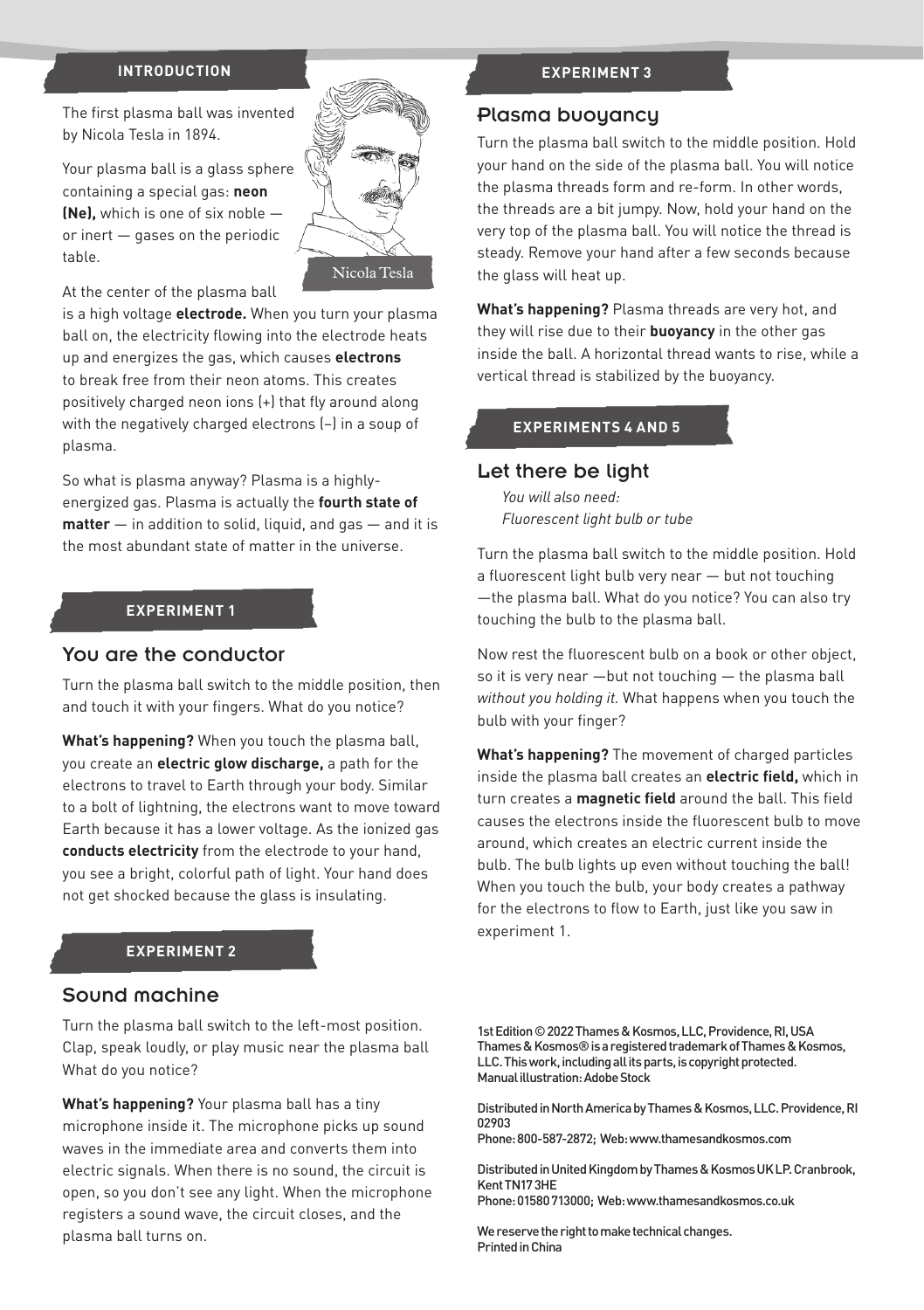## INTRODUCTION

The first plasma ball was invented by Nicola Tesla in 1894.

Your plasma ball is a glass sphere containing a special gas: **neon (Ne),** which is one of six noble — or inert — gases on the periodic table.

Nicola Tesla

At the center of the plasma ball is a high voltage **electrode.** When you turn your plasma ball on, the electricity flowing into the electrode heats up and energizes the gas, which causes **electrons** to break free from their neon atoms. This creates positively charged neon ions (+) that fly around along with the negatively charged electrons (–) in a soup of plasma.

So what is plasma anyway? Plasma is a highly-energized gas. Plasma is actually the **fourth state of matter** — in addition to solid, liquid, and gas — and it is the most abundant state of matter in the universe.

## EXPERIMENT 1

### You are the conductor

Turn the plasma ball switch to the middle position, then and touch it with your fingers. What do you notice?

**What's happening?** When you touch the plasma ball, you create an **electric glow discharge,** a path for the electrons to travel to Earth through your body. Similar to a bolt of lightning, the electrons want to move toward Earth because it has a lower voltage. As the ionized gas **conducts electricity** from the electrode to your hand, you see a bright, colorful path of light. Your hand does not get shocked because the glass is insulating.

## EXPERIMENT 2

### Sound machine

Turn the plasma ball switch to the left-most position. Clap, speak loudly, or play music near the plasma ball What do you notice?

**What's happening?** Your plasma ball has a tiny microphone inside it. The microphone picks up sound waves in the immediate area and converts them into electric signals. When there is no sound, the circuit is open, so you don't see any light. When the microphone registers a sound wave, the circuit closes, and the plasma ball turns on.

## EXPERIMENT 3

### Plasma buoyancy

Turn the plasma ball switch to the middle position. Hold your hand on the side of the plasma ball. You will notice the plasma threads form and re-form. In other words, the threads are a bit jumpy. Now, hold your hand on the very top of the plasma ball. You will notice the thread is steady. Remove your hand after a few seconds because the glass will heat up.

**What's happening?** Plasma threads are very hot, and they will rise due to their **buoyancy** in the other gas inside the ball. A horizontal thread wants to rise, while a vertical thread is stabilized by the buoyancy.

## EXPERIMENTS 4 AND 5

### Let there be light

*You will also need:*
*Fluorescent light bulb or tube*

Turn the plasma ball switch to the middle position. Hold a fluorescent light bulb very near — but not touching —the plasma ball. What do you notice? You can also try touching the bulb to the plasma ball.

Now rest the fluorescent bulb on a book or other object, so it is very near —but not touching — the plasma ball *without you holding it.* What happens when you touch the bulb with your finger?

**What's happening?** The movement of charged particles inside the plasma ball creates an **electric field,** which in turn creates a **magnetic field** around the ball. This field causes the electrons inside the fluorescent bulb to move around, which creates an electric current inside the bulb. The bulb lights up even without touching the ball! When you touch the bulb, your body creates a pathway for the electrons to flow to Earth, just like you saw in experiment 1.

1st Edition © 2022 Thames & Kosmos, LLC, Providence, RI, USA
Thames & Kosmos® is a registered trademark of Thames & Kosmos, LLC. This work, including all its parts, is copyright protected.
Manual illustration: Adobe Stock

Distributed in North America by Thames & Kosmos, LLC. Providence, RI 02903
Phone: 800-587-2872; Web: www.thamesandkosmos.com

Distributed in United Kingdom by Thames & Kosmos UK LP. Cranbrook, Kent TN17 3HE
Phone: 01580 713000; Web: www.thamesandkosmos.co.uk

We reserve the right to make technical changes.
Printed in China